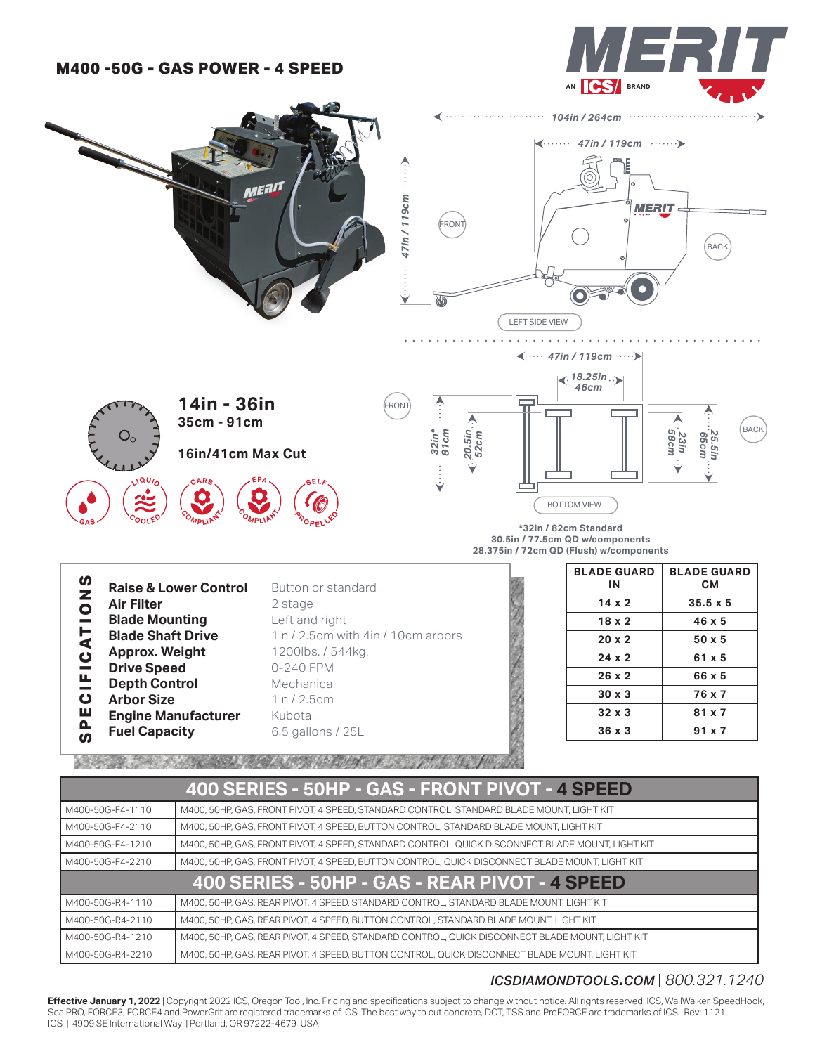# M400 -50G - GAS POWER - 4 SPEED

MERIT
AN ICS BRAND

104in / 264cm

47in / 119cm

47in / 119cm

FRONT

BACK

LEFT SIDE VIEW

47in / 119cm

18.25in 46cm

32in* 81cm

20.5in 52cm

23in 58cm

25.5in 65cm

FRONT

BACK

BOTTOM VIEW

*32in / 82cm Standard
30.5in / 77.5cm QD w/components
28.375in / 72cm QD (Flush) w/components

## 14in - 36in
**35cm - 91cm**

**16in/41cm Max Cut**

GAS · LIQUID COOLED · CARB COMPLIANT · EPA COMPLIANT · SELF PROPELLED

## SPECIFICATIONS

| | |
|---|---|
| **Raise & Lower Control** | Button or standard |
| **Air Filter** | 2 stage |
| **Blade Mounting** | Left and right |
| **Blade Shaft Drive** | 1in / 2.5cm with 4in / 10cm arbors |
| **Approx. Weight** | 1200lbs. / 544kg. |
| **Drive Speed** | 0-240 FPM |
| **Depth Control** | Mechanical |
| **Arbor Size** | 1in / 2.5cm |
| **Engine Manufacturer** | Kubota |
| **Fuel Capacity** | 6.5 gallons / 25L |

| BLADE GUARD IN | BLADE GUARD CM |
|---|---|
| 14 x 2 | 35.5 x 5 |
| 18 x 2 | 46 x 5 |
| 20 x 2 | 50 x 5 |
| 24 x 2 | 61 x 5 |
| 26 x 2 | 66 x 5 |
| 30 x 3 | 76 x 7 |
| 32 x 3 | 81 x 7 |
| 36 x 3 | 91 x 7 |

| 400 SERIES - 50HP - GAS - FRONT PIVOT - 4 SPEED | |
|---|---|
| M400-50G-F4-1110 | M400, 50HP, GAS, FRONT PIVOT, 4 SPEED, STANDARD CONTROL, STANDARD BLADE MOUNT, LIGHT KIT |
| M400-50G-F4-2110 | M400, 50HP, GAS, FRONT PIVOT, 4 SPEED, BUTTON CONTROL, STANDARD BLADE MOUNT, LIGHT KIT |
| M400-50G-F4-1210 | M400, 50HP, GAS, FRONT PIVOT, 4 SPEED, STANDARD CONTROL, QUICK DISCONNECT BLADE MOUNT, LIGHT KIT |
| M400-50G-F4-2210 | M400, 50HP, GAS, FRONT PIVOT, 4 SPEED, BUTTON CONTROL, QUICK DISCONNECT BLADE MOUNT, LIGHT KIT |
| **400 SERIES - 50HP - GAS - REAR PIVOT - 4 SPEED** | |
| M400-50G-R4-1110 | M400, 50HP, GAS, REAR PIVOT, 4 SPEED, STANDARD CONTROL, STANDARD BLADE MOUNT, LIGHT KIT |
| M400-50G-R4-2110 | M400, 50HP, GAS, REAR PIVOT, 4 SPEED, BUTTON CONTROL, STANDARD BLADE MOUNT, LIGHT KIT |
| M400-50G-R4-1210 | M400, 50HP, GAS, REAR PIVOT, 4 SPEED, STANDARD CONTROL, QUICK DISCONNECT BLADE MOUNT, LIGHT KIT |
| M400-50G-R4-2210 | M400, 50HP, GAS, REAR PIVOT, 4 SPEED, BUTTON CONTROL, QUICK DISCONNECT BLADE MOUNT, LIGHT KIT |

***ICSDIAMONDTOOLS.COM*** | *800.321.1240*

**Effective January 1, 2022** | Copyright 2022 ICS, Oregon Tool, Inc. Pricing and specifications subject to change without notice. All rights reserved. ICS, WallWalker, SpeedHook, SealPRO, FORCE3, FORCE4 and PowerGrit are registered trademarks of ICS. The best way to cut concrete, DCT, TSS and ProFORCE are trademarks of ICS. Rev: 1121.
ICS | 4909 SE International Way | Portland, OR 97222-4679 USA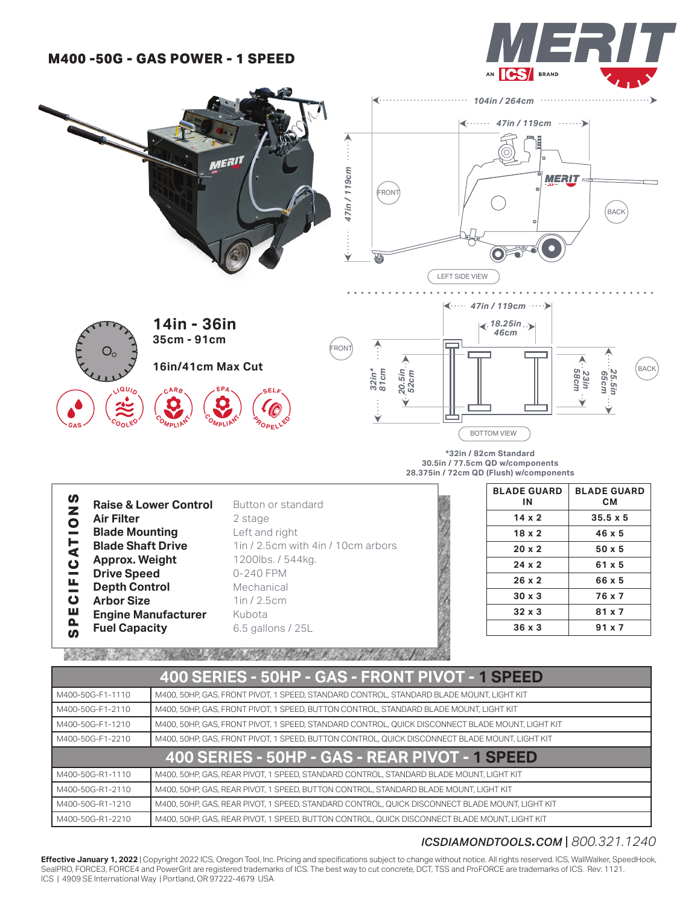# M400 -50G - GAS POWER - 1 SPEED

MERIT
AN ICS BRAND

104in / 264cm
47in / 119cm
47in / 119cm
FRONT
BACK
LEFT SIDE VIEW

47in / 119cm
18.25in
46cm
FRONT
32in*
81cm
20.5in
52cm
23in
58cm
25.5in
65cm
BACK
BOTTOM VIEW

*32in / 82cm Standard
30.5in / 77.5cm QD w/components
28.375in / 72cm QD (Flush) w/components

## 14in - 36in
35cm - 91cm

16in/41cm Max Cut

GAS · LIQUID COOLED · CARB COMPLIANT · EPA COMPLIANT · SELF PROPELLED

## SPECIFICATIONS

| | |
|---|---|
| **Raise & Lower Control** | Button or standard |
| **Air Filter** | 2 stage |
| **Blade Mounting** | Left and right |
| **Blade Shaft Drive** | 1in / 2.5cm with 4in / 10cm arbors |
| **Approx. Weight** | 1200lbs. / 544kg. |
| **Drive Speed** | 0-240 FPM |
| **Depth Control** | Mechanical |
| **Arbor Size** | 1in / 2.5cm |
| **Engine Manufacturer** | Kubota |
| **Fuel Capacity** | 6.5 gallons / 25L |

| BLADE GUARD IN | BLADE GUARD CM |
|---|---|
| 14 x 2 | 35.5 x 5 |
| 18 x 2 | 46 x 5 |
| 20 x 2 | 50 x 5 |
| 24 x 2 | 61 x 5 |
| 26 x 2 | 66 x 5 |
| 30 x 3 | 76 x 7 |
| 32 x 3 | 81 x 7 |
| 36 x 3 | 91 x 7 |

| 400 SERIES - 50HP - GAS - FRONT PIVOT - 1 SPEED | |
|---|---|
| M400-50G-F1-1110 | M400, 50HP, GAS, FRONT PIVOT, 1 SPEED, STANDARD CONTROL, STANDARD BLADE MOUNT, LIGHT KIT |
| M400-50G-F1-2110 | M400, 50HP, GAS, FRONT PIVOT, 1 SPEED, BUTTON CONTROL, STANDARD BLADE MOUNT, LIGHT KIT |
| M400-50G-F1-1210 | M400, 50HP, GAS, FRONT PIVOT, 1 SPEED, STANDARD CONTROL, QUICK DISCONNECT BLADE MOUNT, LIGHT KIT |
| M400-50G-F1-2210 | M400, 50HP, GAS, FRONT PIVOT, 1 SPEED, BUTTON CONTROL, QUICK DISCONNECT BLADE MOUNT, LIGHT KIT |
| **400 SERIES - 50HP - GAS - REAR PIVOT - 1 SPEED** | |
| M400-50G-R1-1110 | M400, 50HP, GAS, REAR PIVOT, 1 SPEED, STANDARD CONTROL, STANDARD BLADE MOUNT, LIGHT KIT |
| M400-50G-R1-2110 | M400, 50HP, GAS, REAR PIVOT, 1 SPEED, BUTTON CONTROL, STANDARD BLADE MOUNT, LIGHT KIT |
| M400-50G-R1-1210 | M400, 50HP, GAS, REAR PIVOT, 1 SPEED, STANDARD CONTROL, QUICK DISCONNECT BLADE MOUNT, LIGHT KIT |
| M400-50G-R1-2210 | M400, 50HP, GAS, REAR PIVOT, 1 SPEED, BUTTON CONTROL, QUICK DISCONNECT BLADE MOUNT, LIGHT KIT |

***ICSDIAMONDTOOLS.COM** | 800.321.1240*

**Effective January 1, 2022** | Copyright 2022 ICS, Oregon Tool, Inc. Pricing and specifications subject to change without notice. All rights reserved. ICS, WallWalker, SpeedHook, SealPRO, FORCE3, FORCE4 and PowerGrit are registered trademarks of ICS. The best way to cut concrete, DCT, TSS and ProFORCE are trademarks of ICS. Rev: 1121.
ICS | 4909 SE International Way | Portland, OR 97222-4679 USA